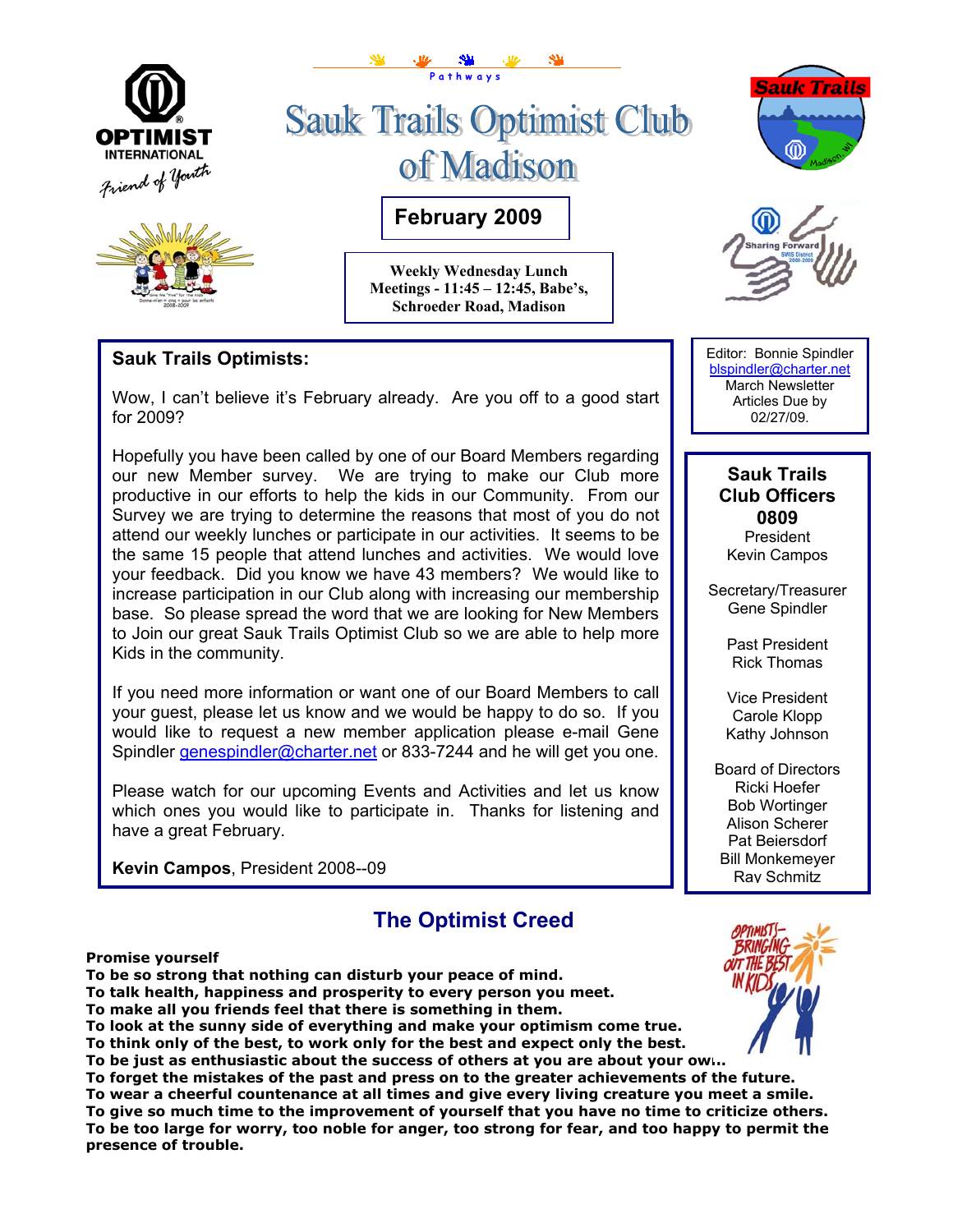Pathways

# Sauk Trails Optimist Club of Madison

**February 2009**

**Weekly Wednesday Lunch Meetings - 11:45 – 12:45, Babe's, Schroeder Road, Madison**

## Sauk Trails Optimists:

Wow, I can't believe it's February already. Are you off to a good start for 2009?

Hopefully you have been called by one of our Board Members regarding our new Member survey. We are trying to make our Club more productive in our efforts to help the kids in our Community. From our Survey we are trying to determine the reasons that most of you do not attend our weekly lunches or participate in our activities. It seems to be the same 15 people that attend lunches and activities. We would love your feedback. Did you know we have 43 members? We would like to increase participation in our Club along with increasing our membership base. So please spread the word that we are looking for New Members to Join our great Sauk Trails Optimist Club so we are able to help more Kids in the community.

If you need more information or want one of our Board Members to call your guest, please let us know and we would be happy to do so. If you would like to request a new member application please e-mail Gene Spindler genespindler@charter.net or 833-7244 and he will get you one.

Please watch for our upcoming Events and Activities and let us know which ones you would like to participate in. Thanks for listening and have a great February.

**Kevin Campos**, President 2008--09

Editor: Bonnie Spindler
blspindler@charter.net
March Newsletter Articles Due by 02/27/09.

### Sauk Trails Club Officers 0809

President
Kevin Campos

Secretary/Treasurer
Gene Spindler

Past President
Rick Thomas

Vice President
Carole Klopp
Kathy Johnson

Board of Directors
Ricki Hoefer
Bob Wortinger
Alison Scherer
Pat Beiersdorf
Bill Monkemeyer
Ray Schmitz

## The Optimist Creed

**Promise yourself**
**To be so strong that nothing can disturb your peace of mind.**
**To talk health, happiness and prosperity to every person you meet.**
**To make all you friends feel that there is something in them.**
**To look at the sunny side of everything and make your optimism come true.**
**To think only of the best, to work only for the best and expect only the best.**
**To be just as enthusiastic about the success of others at you are about your own.**
**To forget the mistakes of the past and press on to the greater achievements of the future.**
**To wear a cheerful countenance at all times and give every living creature you meet a smile.**
**To give so much time to the improvement of yourself that you have no time to criticize others.**
**To be too large for worry, too noble for anger, too strong for fear, and too happy to permit the presence of trouble.**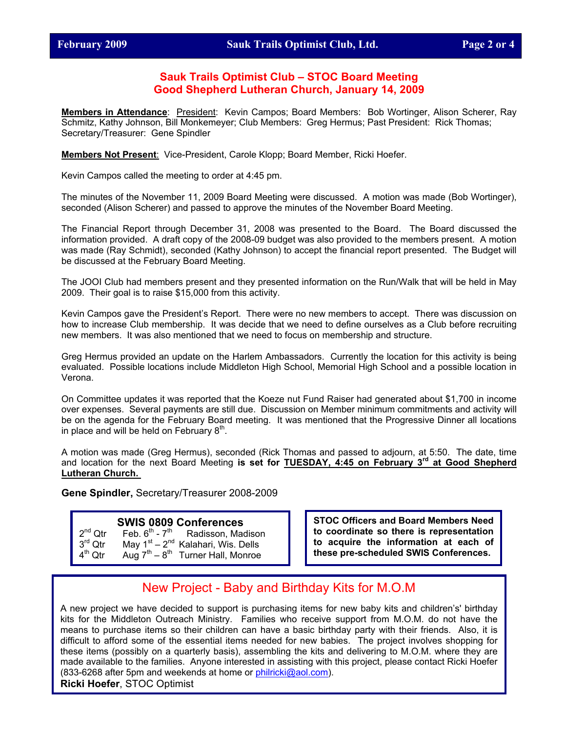## Sauk Trails Optimist Club – STOC Board Meeting
## Good Shepherd Lutheran Church, January 14, 2009

**Members in Attendance**: President: Kevin Campos; Board Members: Bob Wortinger, Alison Scherer, Ray Schmitz, Kathy Johnson, Bill Monkemeyer; Club Members: Greg Hermus; Past President: Rick Thomas; Secretary/Treasurer: Gene Spindler

**Members Not Present**: Vice-President, Carole Klopp; Board Member, Ricki Hoefer.

Kevin Campos called the meeting to order at 4:45 pm.

The minutes of the November 11, 2009 Board Meeting were discussed. A motion was made (Bob Wortinger), seconded (Alison Scherer) and passed to approve the minutes of the November Board Meeting.

The Financial Report through December 31, 2008 was presented to the Board. The Board discussed the information provided. A draft copy of the 2008-09 budget was also provided to the members present. A motion was made (Ray Schmidt), seconded (Kathy Johnson) to accept the financial report presented. The Budget will be discussed at the February Board Meeting.

The JOOI Club had members present and they presented information on the Run/Walk that will be held in May 2009. Their goal is to raise $15,000 from this activity.

Kevin Campos gave the President's Report. There were no new members to accept. There was discussion on how to increase Club membership. It was decide that we need to define ourselves as a Club before recruiting new members. It was also mentioned that we need to focus on membership and structure.

Greg Hermus provided an update on the Harlem Ambassadors. Currently the location for this activity is being evaluated. Possible locations include Middleton High School, Memorial High School and a possible location in Verona.

On Committee updates it was reported that the Koeze nut Fund Raiser had generated about $1,700 in income over expenses. Several payments are still due. Discussion on Member minimum commitments and activity will be on the agenda for the February Board meeting. It was mentioned that the Progressive Dinner all locations in place and will be held on February 8th.

A motion was made (Greg Hermus), seconded (Rick Thomas and passed to adjourn, at 5:50. The date, time and location for the next Board Meeting **is set for TUESDAY, 4:45 on February 3rd at Good Shepherd Lutheran Church.**

**Gene Spindler,** Secretary/Treasurer 2008-2009

### SWIS 0809 Conferences

| | | |
|---|---|---|
| 2nd Qtr | Feb. 6th - 7th | Radisson, Madison |
| 3rd Qtr | May 1st – 2nd | Kalahari, Wis. Dells |
| 4th Qtr | Aug 7th – 8th | Turner Hall, Monroe |

**STOC Officers and Board Members Need to coordinate so there is representation to acquire the information at each of these pre-scheduled SWIS Conferences.**

## New Project - Baby and Birthday Kits for M.O.M

A new project we have decided to support is purchasing items for new baby kits and children's' birthday kits for the Middleton Outreach Ministry. Families who receive support from M.O.M. do not have the means to purchase items so their children can have a basic birthday party with their friends. Also, it is difficult to afford some of the essential items needed for new babies. The project involves shopping for these items (possibly on a quarterly basis), assembling the kits and delivering to M.O.M. where they are made available to the families. Anyone interested in assisting with this project, please contact Ricki Hoefer (833-6268 after 5pm and weekends at home or philricki@aol.com).

**Ricki Hoefer**, STOC Optimist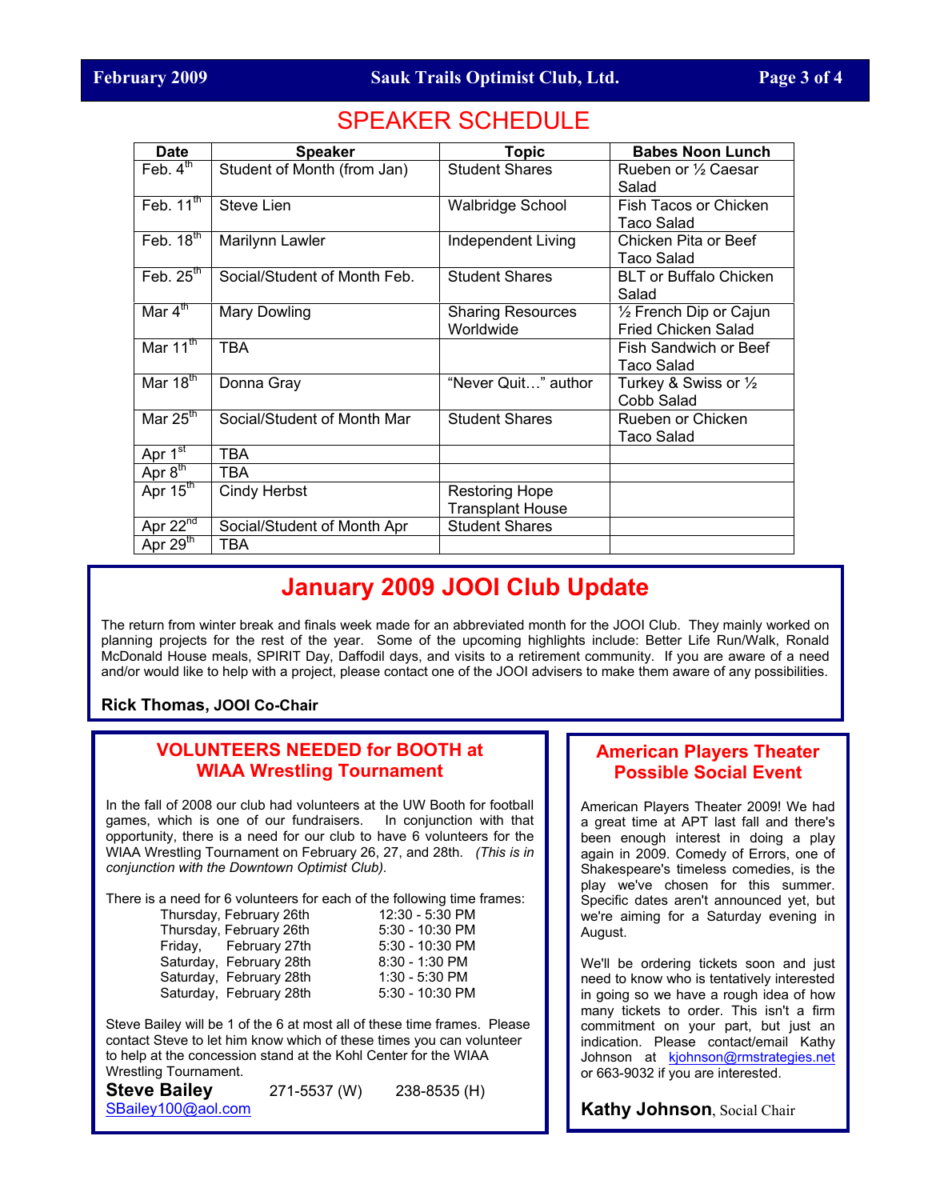# SPEAKER SCHEDULE

| Date | Speaker | Topic | Babes Noon Lunch |
|---|---|---|---|
| Feb. 4th | Student of Month (from Jan) | Student Shares | Rueben or ½ Caesar Salad |
| Feb. 11th | Steve Lien | Walbridge School | Fish Tacos or Chicken Taco Salad |
| Feb. 18th | Marilynn Lawler | Independent Living | Chicken Pita or Beef Taco Salad |
| Feb. 25th | Social/Student of Month Feb. | Student Shares | BLT or Buffalo Chicken Salad |
| Mar 4th | Mary Dowling | Sharing Resources Worldwide | ½ French Dip or Cajun Fried Chicken Salad |
| Mar 11th | TBA | | Fish Sandwich or Beef Taco Salad |
| Mar 18th | Donna Gray | "Never Quit…" author | Turkey & Swiss or ½ Cobb Salad |
| Mar 25th | Social/Student of Month Mar | Student Shares | Rueben or Chicken Taco Salad |
| Apr 1st | TBA | | |
| Apr 8th | TBA | | |
| Apr 15th | Cindy Herbst | Restoring Hope Transplant House | |
| Apr 22nd | Social/Student of Month Apr | Student Shares | |
| Apr 29th | TBA | | |

## January 2009 JOOI Club Update

The return from winter break and finals week made for an abbreviated month for the JOOI Club. They mainly worked on planning projects for the rest of the year. Some of the upcoming highlights include: Better Life Run/Walk, Ronald McDonald House meals, SPIRIT Day, Daffodil days, and visits to a retirement community. If you are aware of a need and/or would like to help with a project, please contact one of the JOOI advisers to make them aware of any possibilities.

**Rick Thomas, JOOI Co-Chair**

## VOLUNTEERS NEEDED for BOOTH at WIAA Wrestling Tournament

In the fall of 2008 our club had volunteers at the UW Booth for football games, which is one of our fundraisers. In conjunction with that opportunity, there is a need for our club to have 6 volunteers for the WIAA Wrestling Tournament on February 26, 27, and 28th. *(This is in conjunction with the Downtown Optimist Club).*

There is a need for 6 volunteers for each of the following time frames:

| Day | Time |
|---|---|
| Thursday, February 26th | 12:30 - 5:30 PM |
| Thursday, February 26th | 5:30 - 10:30 PM |
| Friday, February 27th | 5:30 - 10:30 PM |
| Saturday, February 28th | 8:30 - 1:30 PM |
| Saturday, February 28th | 1:30 - 5:30 PM |
| Saturday, February 28th | 5:30 - 10:30 PM |

Steve Bailey will be 1 of the 6 at most all of these time frames. Please contact Steve to let him know which of these times you can volunteer to help at the concession stand at the Kohl Center for the WIAA Wrestling Tournament.

**Steve Bailey** 271-5537 (W) 238-8535 (H)
SBailey100@aol.com

## American Players Theater Possible Social Event

American Players Theater 2009! We had a great time at APT last fall and there's been enough interest in doing a play again in 2009. Comedy of Errors, one of Shakespeare's timeless comedies, is the play we've chosen for this summer. Specific dates aren't announced yet, but we're aiming for a Saturday evening in August.

We'll be ordering tickets soon and just need to know who is tentatively interested in going so we have a rough idea of how many tickets to order. This isn't a firm commitment on your part, but just an indication. Please contact/email Kathy Johnson at kjohnson@rmstrategies.net or 663-9032 if you are interested.

**Kathy Johnson**, Social Chair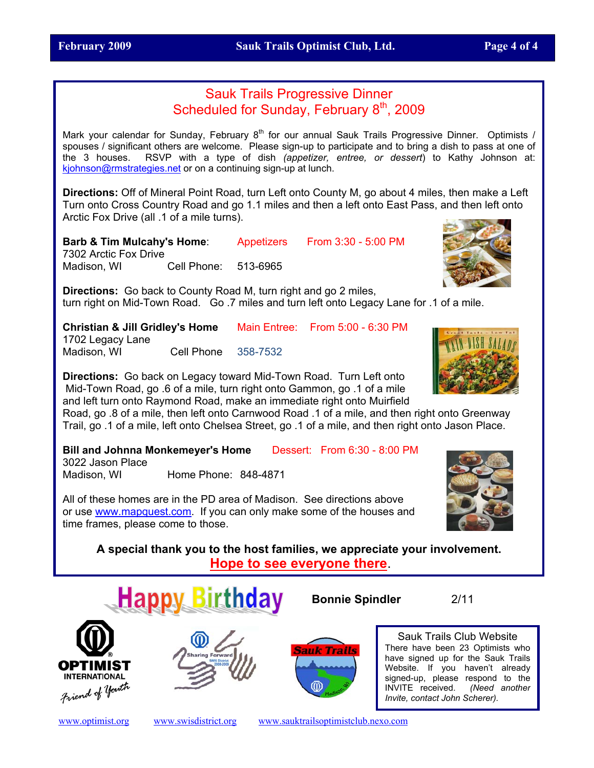## Sauk Trails Progressive Dinner
## Scheduled for Sunday, February 8th, 2009

Mark your calendar for Sunday, February 8th for our annual Sauk Trails Progressive Dinner. Optimists / spouses / significant others are welcome. Please sign-up to participate and to bring a dish to pass at one of the 3 houses. RSVP with a type of dish *(appetizer, entree, or dessert*) to Kathy Johnson at: kjohnson@rmstrategies.net or on a continuing sign-up at lunch.

**Directions:** Off of Mineral Point Road, turn Left onto County M, go about 4 miles, then make a Left Turn onto Cross Country Road and go 1.1 miles and then a left onto East Pass, and then left onto Arctic Fox Drive (all .1 of a mile turns).

**Barb & Tim Mulcahy's Home**: Appetizers From 3:30 - 5:00 PM
7302 Arctic Fox Drive
Madison, WI Cell Phone: 513-6965

**Directions:** Go back to County Road M, turn right and go 2 miles, turn right on Mid-Town Road. Go .7 miles and turn left onto Legacy Lane for .1 of a mile.

**Christian & Jill Gridley's Home** Main Entree: From 5:00 - 6:30 PM
1702 Legacy Lane
Madison, WI Cell Phone 358-7532

**Directions:** Go back on Legacy toward Mid-Town Road. Turn Left onto Mid-Town Road, go .6 of a mile, turn right onto Gammon, go .1 of a mile and left turn onto Raymond Road, make an immediate right onto Muirfield Road, go .8 of a mile, then left onto Carnwood Road .1 of a mile, and then right onto Greenway Trail, go .1 of a mile, left onto Chelsea Street, go .1 of a mile, and then right onto Jason Place.

**Bill and Johnna Monkemeyer's Home** Dessert: From 6:30 - 8:00 PM
3022 Jason Place
Madison, WI Home Phone: 848-4871

All of these homes are in the PD area of Madison. See directions above or use www.mapquest.com. If you can only make some of the houses and time frames, please come to those.

**A special thank you to the host families, we appreciate your involvement.**
**Hope to see everyone there**.

## Happy Birthday

**Bonnie Spindler** 2/11

OPTIMIST INTERNATIONAL
Friend of Youth

Sharing Forward
SWIS District 2008-2009

Sauk Trails
Madison, WI

**Sauk Trails Club Website**
There have been 23 Optimists who have signed up for the Sauk Trails Website. If you haven't already signed-up, please respond to the INVITE received. *(Need another Invite, contact John Scherer).*

www.optimist.org www.swisdistrict.org www.sauktrailsoptimistclub.nexo.com